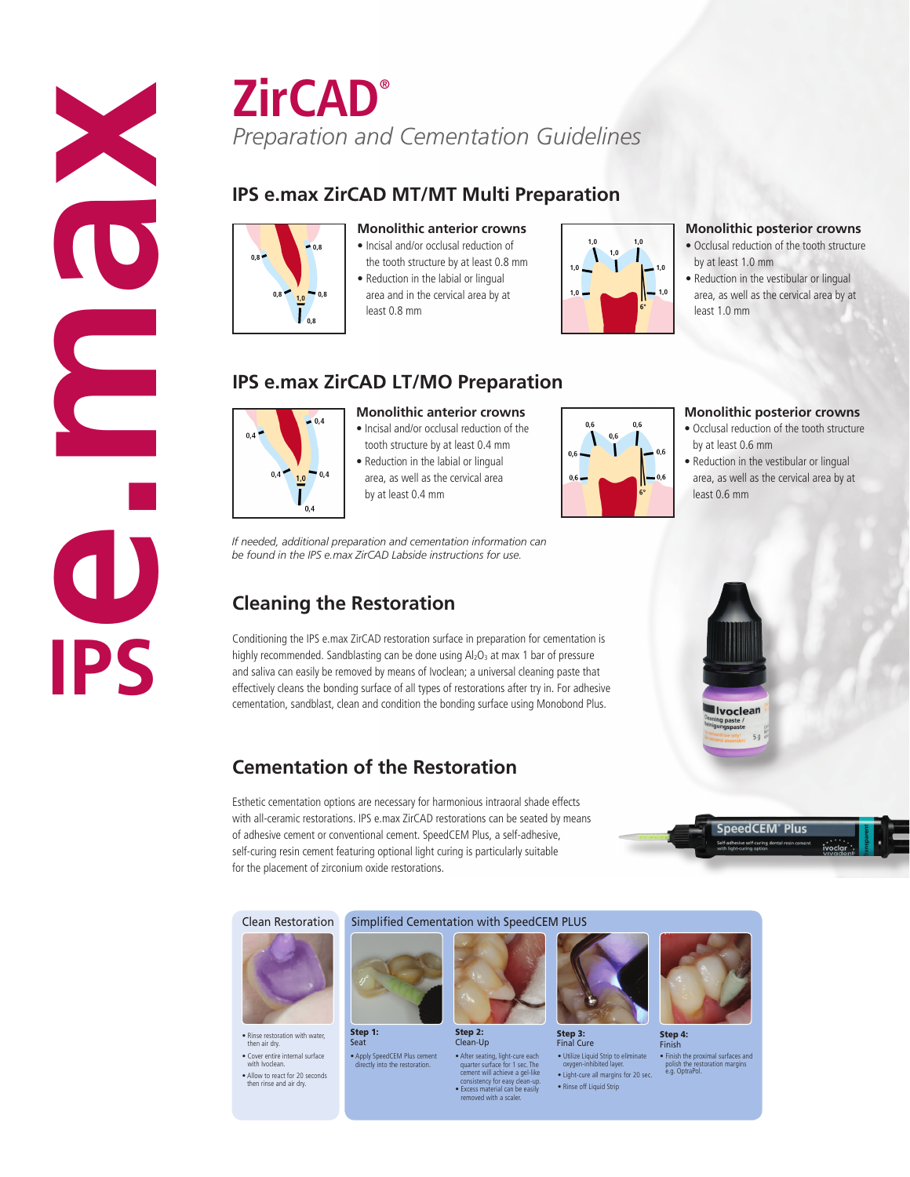# ZirCAD®

*Preparation and Cementation Guidelines*

## IPS e.max ZirCAD MT/MT Multi Preparation

### Monolithic anterior crowns

- Incisal and/or occlusal reduction of the tooth structure by at least 0.8 mm
- Reduction in the labial or lingual area and in the cervical area by at least 0.8 mm

### Monolithic posterior crowns

- Occlusal reduction of the tooth structure by at least 1.0 mm
- Reduction in the vestibular or lingual area, as well as the cervical area by at least 1.0 mm

## IPS e.max ZirCAD LT/MO Preparation

### Monolithic anterior crowns

- Incisal and/or occlusal reduction of the tooth structure by at least 0.4 mm
- Reduction in the labial or lingual area, as well as the cervical area by at least 0.4 mm

### Monolithic posterior crowns

- Occlusal reduction of the tooth structure by at least 0.6 mm
- Reduction in the vestibular or lingual area, as well as the cervical area by at least 0.6 mm

*If needed, additional preparation and cementation information can be found in the IPS e.max ZirCAD Labside instructions for use.*

## Cleaning the Restoration

Conditioning the IPS e.max ZirCAD restoration surface in preparation for cementation is highly recommended. Sandblasting can be done using $Al_2O_3$ at max 1 bar of pressure and saliva can easily be removed by means of Ivoclean; a universal cleaning paste that effectively cleans the bonding surface of all types of restorations after try in. For adhesive cementation, sandblast, clean and condition the bonding surface using Monobond Plus.

## Cementation of the Restoration

Esthetic cementation options are necessary for harmonious intraoral shade effects with all-ceramic restorations. IPS e.max ZirCAD restorations can be seated by means of adhesive cement or conventional cement. SpeedCEM Plus, a self-adhesive, self-curing resin cement featuring optional light curing is particularly suitable for the placement of zirconium oxide restorations.

### Clean Restoration

- Rinse restoration with water, then air dry.
- Cover entire internal surface with Ivoclean.
- Allow to react for 20 seconds then rinse and air dry.

### Simplified Cementation with SpeedCEM PLUS

**Step 1:** Seat

- Apply SpeedCEM Plus cement directly into the restoration.

**Step 2:** Clean-Up

- After seating, light-cure each quarter surface for 1 sec. The cement will achieve a gel-like consistency for easy clean-up.
- Excess material can be easily removed with a scaler.

**Step 3:** Final Cure

- Utilize Liquid Strip to eliminate oxygen-inhibited layer.
- Light-cure all margins for 20 sec.
- Rinse off Liquid Strip

**Step 4:** Finish

- Finish the proximal surfaces and polish the restoration margins e.g. OptraPol.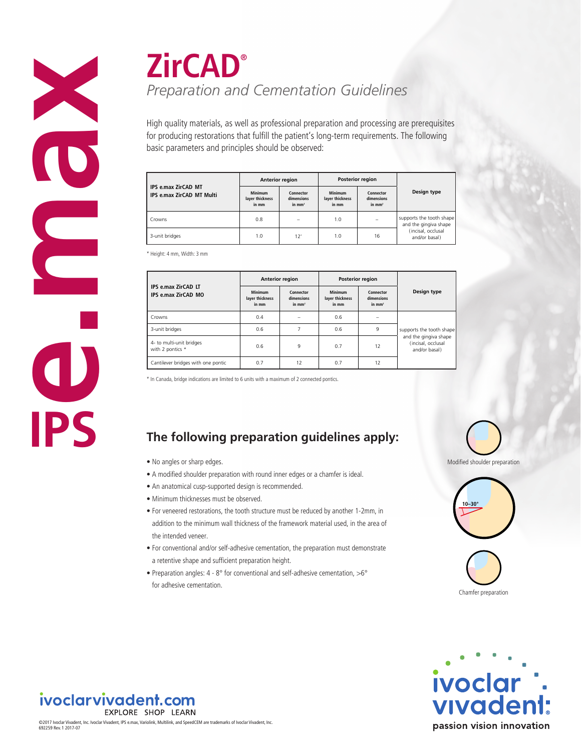# ZirCAD®

*Preparation and Cementation Guidelines*

High quality materials, as well as professional preparation and processing are prerequisites for producing restorations that fulfill the patient's long-term requirements. The following basic parameters and principles should be observed:

| IPS e.max ZirCAD MT<br>IPS e.max ZirCAD MT Multi | Anterior region | | Posterior region | | Design type |
|---|---|---|---|---|---|
| | Minimum layer thickness in mm | Connector dimensions in mm² | Minimum layer thickness in mm | Connector dimensions in mm² | |
| Crowns | 0.8 | – | 1.0 | – | supports the tooth shape and the gingiva shape (incisal, occlusal and/or basal) |
| 3-unit bridges | 1.0 | 12* | 1.0 | 16 | |

\* Height: 4 mm, Width: 3 mm

| IPS e.max ZirCAD LT<br>IPS e.max ZirCAD MO | Anterior region | | Posterior region | | Design type |
|---|---|---|---|---|---|
| | Minimum layer thickness in mm | Connector dimensions in mm² | Minimum layer thickness in mm | Connector dimensions in mm² | |
| Crowns | 0.4 | – | 0.6 | – | supports the tooth shape and the gingiva shape (incisal, occlusal and/or basal) |
| 3-unit bridges | 0.6 | 7 | 0.6 | 9 | |
| 4- to multi-unit bridges with 2 pontics * | 0.6 | 9 | 0.7 | 12 | |
| Cantilever bridges with one pontic | 0.7 | 12 | 0.7 | 12 | |

\* In Canada, bridge indications are limited to 6 units with a maximum of 2 connected pontics.

## The following preparation guidelines apply:

- No angles or sharp edges.
- A modified shoulder preparation with round inner edges or a chamfer is ideal.
- An anatomical cusp-supported design is recommended.
- Minimum thicknesses must be observed.
- For veneered restorations, the tooth structure must be reduced by another 1-2mm, in addition to the minimum wall thickness of the framework material used, in the area of the intended veneer.
- For conventional and/or self-adhesive cementation, the preparation must demonstrate a retentive shape and sufficient preparation height.
- Preparation angles: 4 - 8° for conventional and self-adhesive cementation, >6° for adhesive cementation.

Modified shoulder preparation

10–30°

Chamfer preparation

ivoclarvivadent.com
EXPLORE SHOP LEARN

©2017 Ivoclar Vivadent, Inc. Ivoclar Vivadent, IPS e.max, Variolink, Multilink, and SpeedCEM are trademarks of Ivoclar Vivadent, Inc.
692259 Rev. 1 2017-07

ivoclar vivadent
passion vision innovation